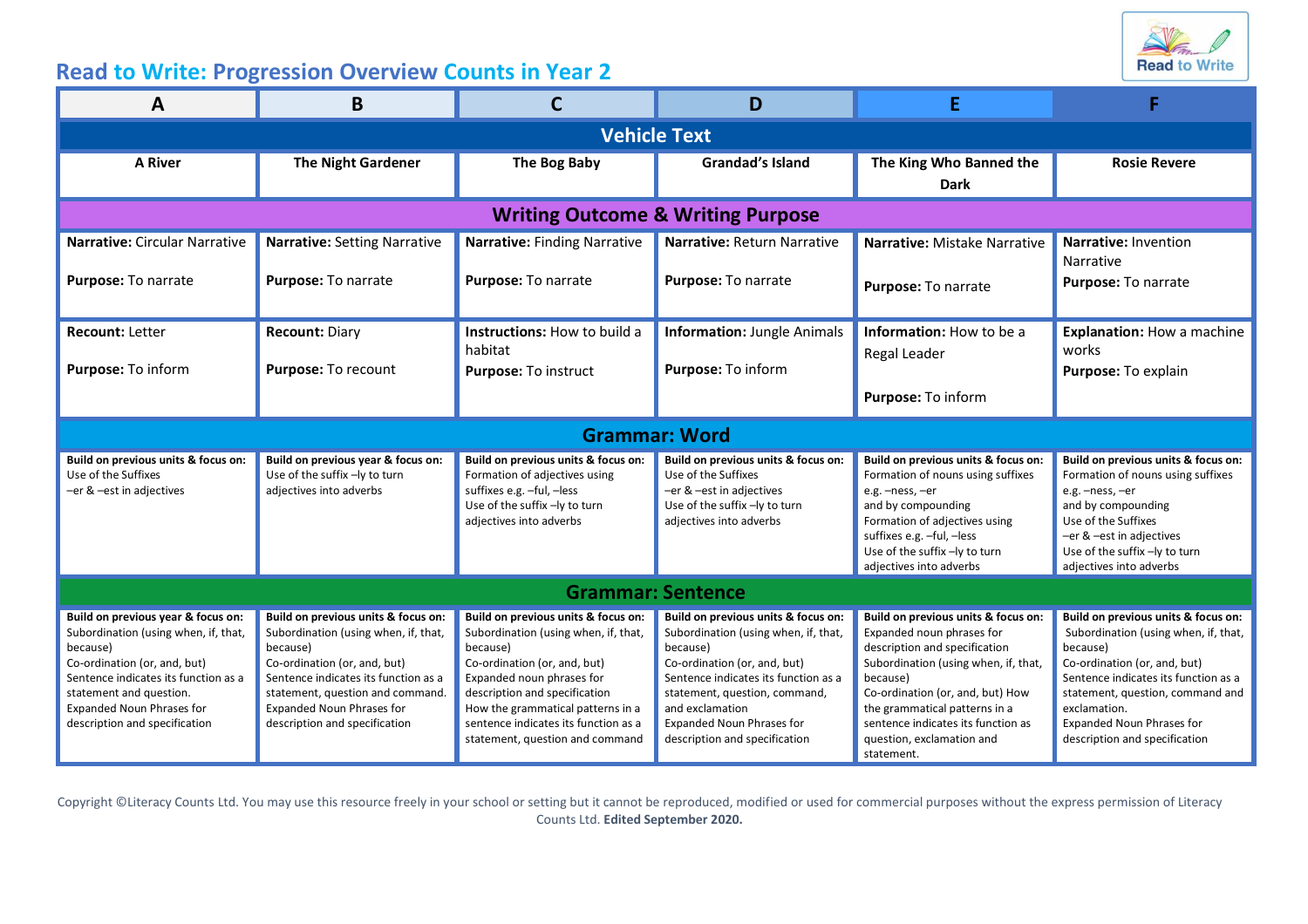# Read to Write: Progression Overview Counts in Year 2

| A | B | C | D | E | F |
|---|---|---|---|---|---|
| **Vehicle Text** | | | | | |
| **A River** | **The Night Gardener** | **The Bog Baby** | **Grandad's Island** | **The King Who Banned the Dark** | **Rosie Revere** |
| **Writing Outcome & Writing Purpose** | | | | | |
| **Narrative:** Circular Narrative<br><br>**Purpose:** To narrate | **Narrative:** Setting Narrative<br><br>**Purpose:** To narrate | **Narrative:** Finding Narrative<br><br>**Purpose:** To narrate | **Narrative:** Return Narrative<br><br>**Purpose:** To narrate | **Narrative:** Mistake Narrative<br><br>**Purpose:** To narrate | **Narrative:** Invention Narrative<br>**Purpose:** To narrate |
| **Recount:** Letter<br><br>**Purpose:** To inform | **Recount:** Diary<br><br>**Purpose:** To recount | **Instructions:** How to build a habitat<br>**Purpose:** To instruct | **Information:** Jungle Animals<br><br>**Purpose:** To inform | **Information:** How to be a Regal Leader<br><br>**Purpose:** To inform | **Explanation:** How a machine works<br>**Purpose:** To explain |
| **Grammar: Word** | | | | | |
| **Build on previous units & focus on:**<br>Use of the Suffixes<br>–er & –est in adjectives | **Build on previous year & focus on:**<br>Use of the suffix –ly to turn adjectives into adverbs | **Build on previous units & focus on:**<br>Formation of adjectives using suffixes e.g. –ful, –less<br>Use of the suffix –ly to turn adjectives into adverbs | **Build on previous units & focus on:**<br>Use of the Suffixes<br>–er & –est in adjectives<br>Use of the suffix –ly to turn adjectives into adverbs | **Build on previous units & focus on:**<br>Formation of nouns using suffixes e.g. –ness, –er<br>and by compounding<br>Formation of adjectives using suffixes e.g. –ful, –less<br>Use of the suffix –ly to turn adjectives into adverbs | **Build on previous units & focus on:**<br>Formation of nouns using suffixes e.g. –ness, –er<br>and by compounding<br>Use of the Suffixes<br>–er & –est in adjectives<br>Use of the suffix –ly to turn adjectives into adverbs |
| **Grammar: Sentence** | | | | | |
| **Build on previous year & focus on:**<br>Subordination (using when, if, that, because)<br>Co-ordination (or, and, but)<br>Sentence indicates its function as a statement and question.<br>Expanded Noun Phrases for description and specification | **Build on previous units & focus on:**<br>Subordination (using when, if, that, because)<br>Co-ordination (or, and, but)<br>Sentence indicates its function as a statement, question and command.<br>Expanded Noun Phrases for description and specification | **Build on previous units & focus on:**<br>Subordination (using when, if, that, because)<br>Co-ordination (or, and, but)<br>Expanded noun phrases for description and specification<br>How the grammatical patterns in a sentence indicates its function as a statement, question and command | **Build on previous units & focus on:**<br>Subordination (using when, if, that, because)<br>Co-ordination (or, and, but)<br>Sentence indicates its function as a statement, question, command, and exclamation<br>Expanded Noun Phrases for description and specification | **Build on previous units & focus on:**<br>Expanded noun phrases for description and specification<br>Subordination (using when, if, that, because)<br>Co-ordination (or, and, but) How the grammatical patterns in a sentence indicates its function as question, exclamation and statement. | **Build on previous units & focus on:**<br>Subordination (using when, if, that, because)<br>Co-ordination (or, and, but)<br>Sentence indicates its function as a statement, question, command and exclamation.<br>Expanded Noun Phrases for description and specification |

Copyright ©Literacy Counts Ltd. You may use this resource freely in your school or setting but it cannot be reproduced, modified or used for commercial purposes without the express permission of Literacy Counts Ltd. **Edited September 2020.**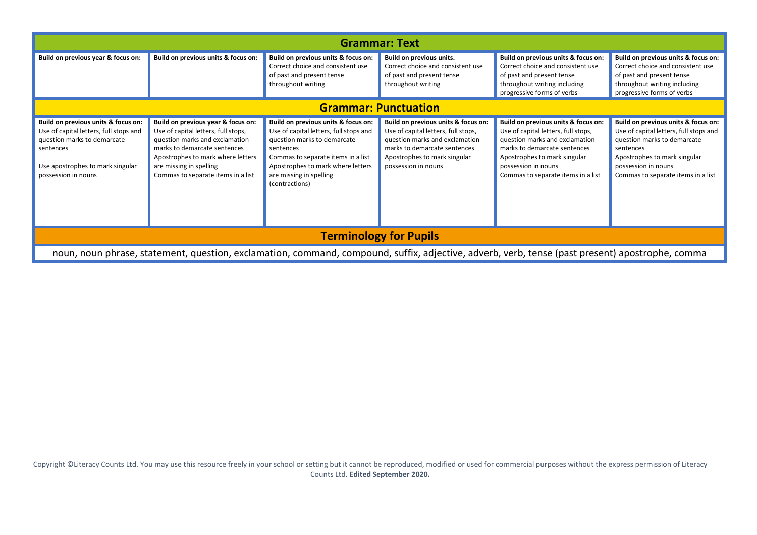## Grammar: Text

| | | | | | |
|---|---|---|---|---|---|
| **Build on previous year & focus on:** | **Build on previous units & focus on:** | **Build on previous units & focus on:** Correct choice and consistent use of past and present tense throughout writing | **Build on previous units.** Correct choice and consistent use of past and present tense throughout writing | **Build on previous units & focus on:** Correct choice and consistent use of past and present tense throughout writing including progressive forms of verbs | **Build on previous units & focus on:** Correct choice and consistent use of past and present tense throughout writing including progressive forms of verbs |

## Grammar: Punctuation

| | | | | | |
|---|---|---|---|---|---|
| **Build on previous units & focus on:** Use of capital letters, full stops and question marks to demarcate sentences<br><br>Use apostrophes to mark singular possession in nouns | **Build on previous year & focus on:** Use of capital letters, full stops, question marks and exclamation marks to demarcate sentences<br>Apostrophes to mark where letters are missing in spelling<br>Commas to separate items in a list | **Build on previous units & focus on:** Use of capital letters, full stops and question marks to demarcate sentences<br>Commas to separate items in a list<br>Apostrophes to mark where letters are missing in spelling (contractions) | **Build on previous units & focus on:** Use of capital letters, full stops, question marks and exclamation marks to demarcate sentences<br>Apostrophes to mark singular possession in nouns | **Build on previous units & focus on:** Use of capital letters, full stops, question marks and exclamation marks to demarcate sentences<br>Apostrophes to mark singular possession in nouns<br>Commas to separate items in a list | **Build on previous units & focus on:** Use of capital letters, full stops and question marks to demarcate sentences<br>Apostrophes to mark singular possession in nouns<br>Commas to separate items in a list |

## Terminology for Pupils

noun, noun phrase, statement, question, exclamation, command, compound, suffix, adjective, adverb, verb, tense (past present) apostrophe, comma

Copyright ©Literacy Counts Ltd. You may use this resource freely in your school or setting but it cannot be reproduced, modified or used for commercial purposes without the express permission of Literacy Counts Ltd. **Edited September 2020.**